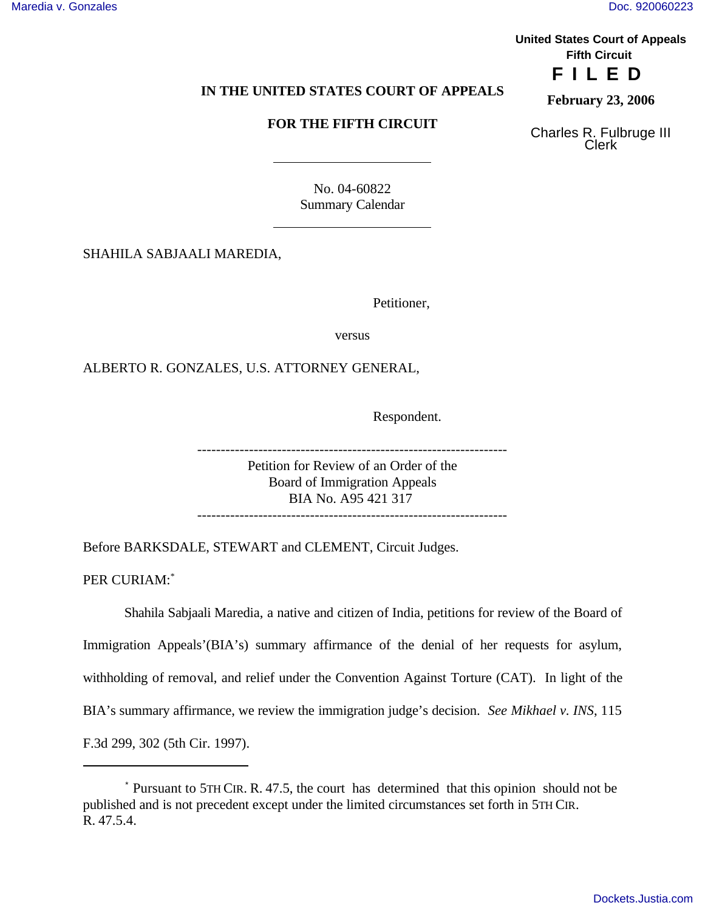United States Court of Appeals
Fifth Circuit

**F I L E D**

**February 23, 2006**

Charles R. Fulbruge III
Clerk

**IN THE UNITED STATES COURT OF APPEALS**

**FOR THE FIFTH CIRCUIT**

No. 04-60822
Summary Calendar

SHAHILA SABJAALI MAREDIA,

Petitioner,

versus

ALBERTO R. GONZALES, U.S. ATTORNEY GENERAL,

Respondent.

---

Petition for Review of an Order of the
Board of Immigration Appeals
BIA No. A95 421 317

---

Before BARKSDALE, STEWART and CLEMENT, Circuit Judges.

PER CURIAM:*

Shahila Sabjaali Maredia, a native and citizen of India, petitions for review of the Board of Immigration Appeals'(BIA's) summary affirmance of the denial of her requests for asylum, withholding of removal, and relief under the Convention Against Torture (CAT). In light of the BIA's summary affirmance, we review the immigration judge's decision. *See Mikhael v. INS*, 115 F.3d 299, 302 (5th Cir. 1997).

---

* Pursuant to 5TH CIR. R. 47.5, the court has determined that this opinion should not be published and is not precedent except under the limited circumstances set forth in 5TH CIR. R. 47.5.4.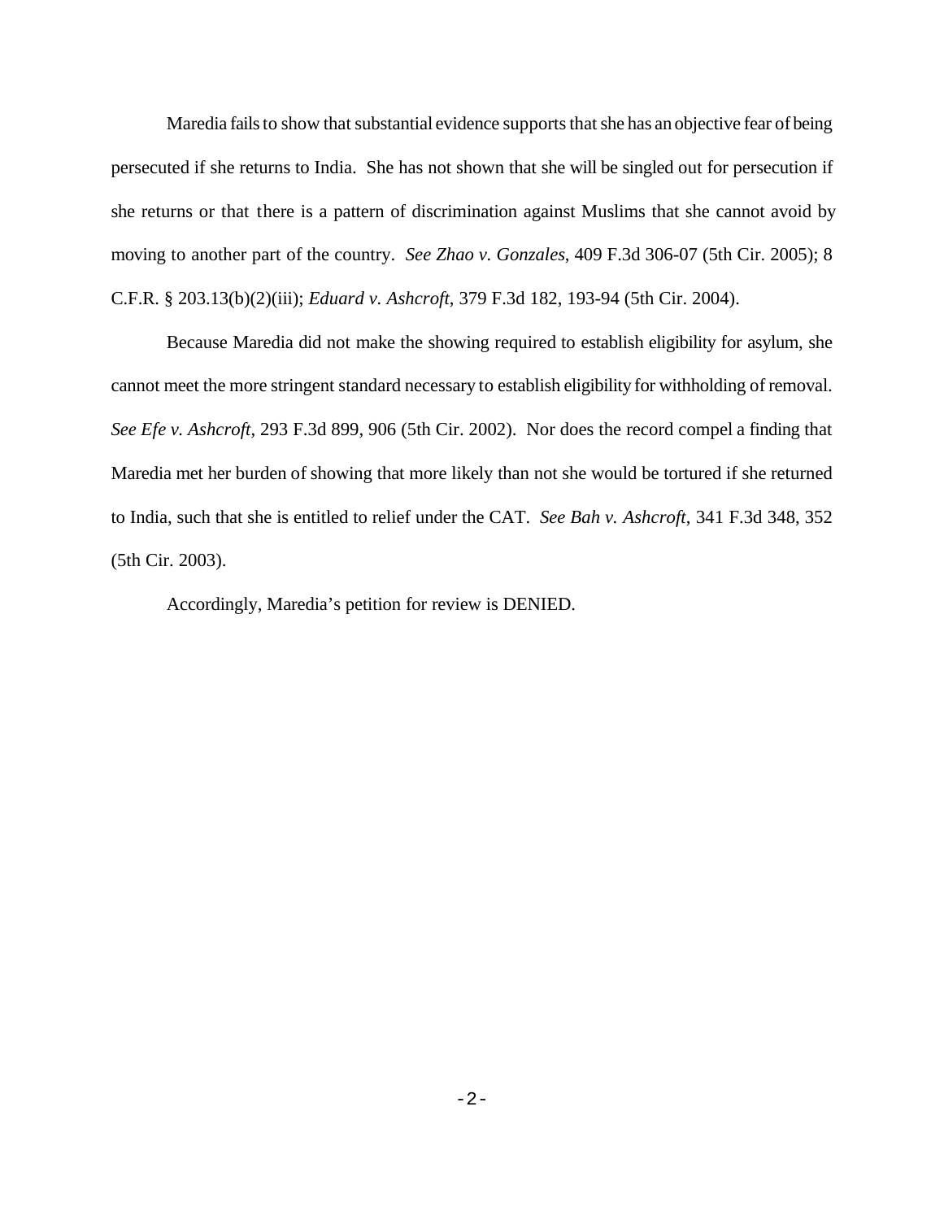Maredia fails to show that substantial evidence supports that she has an objective fear of being persecuted if she returns to India. She has not shown that she will be singled out for persecution if she returns or that there is a pattern of discrimination against Muslims that she cannot avoid by moving to another part of the country. *See Zhao v. Gonzales*, 409 F.3d 306-07 (5th Cir. 2005); 8 C.F.R. § 203.13(b)(2)(iii); *Eduard v. Ashcroft*, 379 F.3d 182, 193-94 (5th Cir. 2004).

Because Maredia did not make the showing required to establish eligibility for asylum, she cannot meet the more stringent standard necessary to establish eligibility for withholding of removal. *See Efe v. Ashcroft*, 293 F.3d 899, 906 (5th Cir. 2002). Nor does the record compel a finding that Maredia met her burden of showing that more likely than not she would be tortured if she returned to India, such that she is entitled to relief under the CAT. *See Bah v. Ashcroft*, 341 F.3d 348, 352 (5th Cir. 2003).

Accordingly, Maredia's petition for review is DENIED.